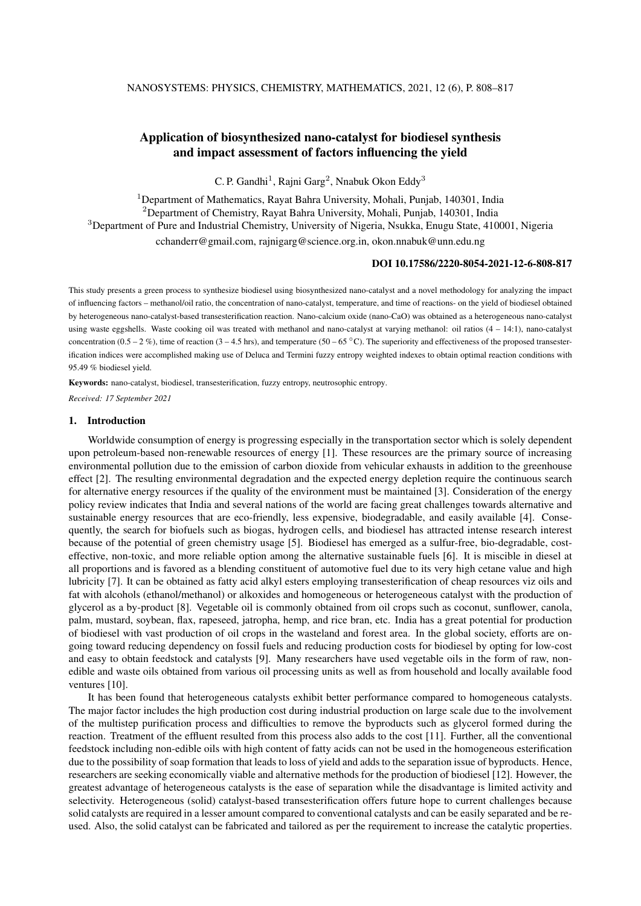# Application of biosynthesized nano-catalyst for biodiesel synthesis and impact assessment of factors influencing the yield

C. P. Gandhi[1], Rajni Garg[2], Nnabuk Okon Eddy[3]

[1]Department of Mathematics, Rayat Bahra University, Mohali, Punjab, 140301, India

[2]Department of Chemistry, Rayat Bahra University, Mohali, Punjab, 140301, India

[3]Department of Pure and Industrial Chemistry, University of Nigeria, Nsukka, Enugu State, 410001, Nigeria

cchanderr@gmail.com, rajnigarg@science.org.in, okon.nnabuk@unn.edu.ng

**DOI 10.17586/2220-8054-2021-12-6-808-817**

This study presents a green process to synthesize biodiesel using biosynthesized nano-catalyst and a novel methodology for analyzing the impact of influencing factors – methanol/oil ratio, the concentration of nano-catalyst, temperature, and time of reactions- on the yield of biodiesel obtained by heterogeneous nano-catalyst-based transesterification reaction. Nano-calcium oxide (nano-CaO) was obtained as a heterogeneous nano-catalyst using waste eggshells. Waste cooking oil was treated with methanol and nano-catalyst at varying methanol: oil ratios (4 – 14:1), nano-catalyst concentration (0.5 – 2 %), time of reaction (3 – 4.5 hrs), and temperature (50 – 65 °C). The superiority and effectiveness of the proposed transesterification indices were accomplished making use of Deluca and Termini fuzzy entropy weighted indexes to obtain optimal reaction conditions with 95.49 % biodiesel yield.

**Keywords:** nano-catalyst, biodiesel, transesterification, fuzzy entropy, neutrosophic entropy.

*Received: 17 September 2021*

## 1. Introduction

Worldwide consumption of energy is progressing especially in the transportation sector which is solely dependent upon petroleum-based non-renewable resources of energy [1]. These resources are the primary source of increasing environmental pollution due to the emission of carbon dioxide from vehicular exhausts in addition to the greenhouse effect [2]. The resulting environmental degradation and the expected energy depletion require the continuous search for alternative energy resources if the quality of the environment must be maintained [3]. Consideration of the energy policy review indicates that India and several nations of the world are facing great challenges towards alternative and sustainable energy resources that are eco-friendly, less expensive, biodegradable, and easily available [4]. Consequently, the search for biofuels such as biogas, hydrogen cells, and biodiesel has attracted intense research interest because of the potential of green chemistry usage [5]. Biodiesel has emerged as a sulfur-free, bio-degradable, cost-effective, non-toxic, and more reliable option among the alternative sustainable fuels [6]. It is miscible in diesel at all proportions and is favored as a blending constituent of automotive fuel due to its very high cetane value and high lubricity [7]. It can be obtained as fatty acid alkyl esters employing transesterification of cheap resources viz oils and fat with alcohols (ethanol/methanol) or alkoxides and homogeneous or heterogeneous catalyst with the production of glycerol as a by-product [8]. Vegetable oil is commonly obtained from oil crops such as coconut, sunflower, canola, palm, mustard, soybean, flax, rapeseed, jatropha, hemp, and rice bran, etc. India has a great potential for production of biodiesel with vast production of oil crops in the wasteland and forest area. In the global society, efforts are ongoing toward reducing dependency on fossil fuels and reducing production costs for biodiesel by opting for low-cost and easy to obtain feedstock and catalysts [9]. Many researchers have used vegetable oils in the form of raw, non-edible and waste oils obtained from various oil processing units as well as from household and locally available food ventures [10].

It has been found that heterogeneous catalysts exhibit better performance compared to homogeneous catalysts. The major factor includes the high production cost during industrial production on large scale due to the involvement of the multistep purification process and difficulties to remove the byproducts such as glycerol formed during the reaction. Treatment of the effluent resulted from this process also adds to the cost [11]. Further, all the conventional feedstock including non-edible oils with high content of fatty acids can not be used in the homogeneous esterification due to the possibility of soap formation that leads to loss of yield and adds to the separation issue of byproducts. Hence, researchers are seeking economically viable and alternative methods for the production of biodiesel [12]. However, the greatest advantage of heterogeneous catalysts is the ease of separation while the disadvantage is limited activity and selectivity. Heterogeneous (solid) catalyst-based transesterification offers future hope to current challenges because solid catalysts are required in a lesser amount compared to conventional catalysts and can be easily separated and be reused. Also, the solid catalyst can be fabricated and tailored as per the requirement to increase the catalytic properties.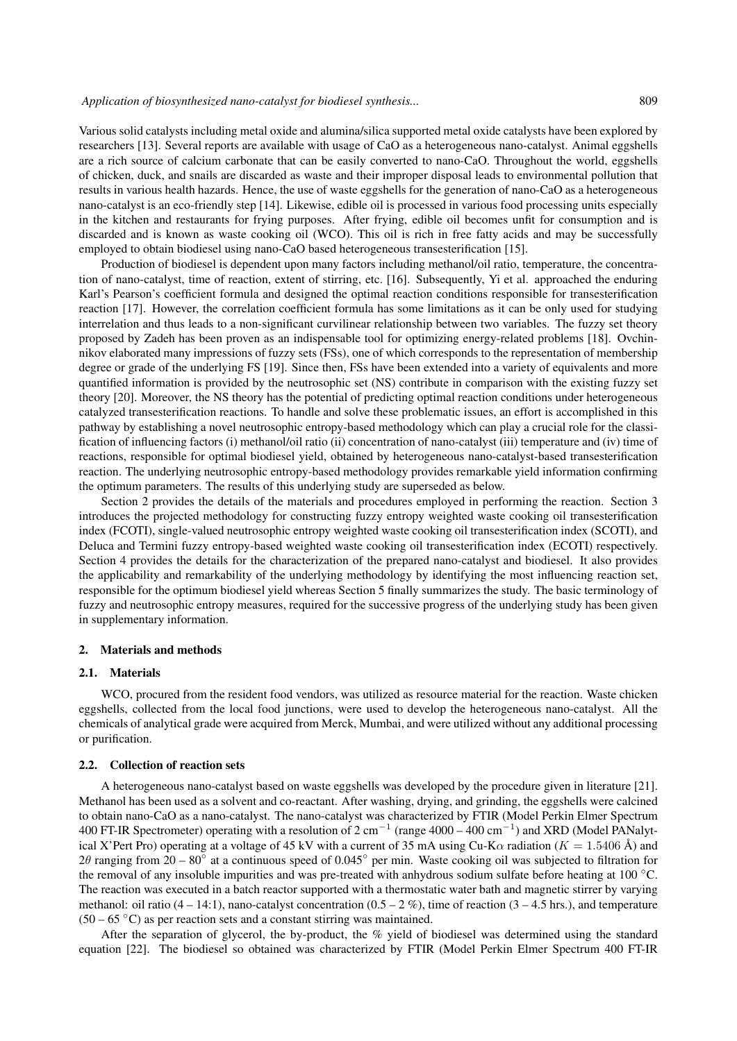Various solid catalysts including metal oxide and alumina/silica supported metal oxide catalysts have been explored by researchers [13]. Several reports are available with usage of CaO as a heterogeneous nano-catalyst. Animal eggshells are a rich source of calcium carbonate that can be easily converted to nano-CaO. Throughout the world, eggshells of chicken, duck, and snails are discarded as waste and their improper disposal leads to environmental pollution that results in various health hazards. Hence, the use of waste eggshells for the generation of nano-CaO as a heterogeneous nano-catalyst is an eco-friendly step [14]. Likewise, edible oil is processed in various food processing units especially in the kitchen and restaurants for frying purposes. After frying, edible oil becomes unfit for consumption and is discarded and is known as waste cooking oil (WCO). This oil is rich in free fatty acids and may be successfully employed to obtain biodiesel using nano-CaO based heterogeneous transesterification [15].

Production of biodiesel is dependent upon many factors including methanol/oil ratio, temperature, the concentration of nano-catalyst, time of reaction, extent of stirring, etc. [16]. Subsequently, Yi et al. approached the enduring Karl's Pearson's coefficient formula and designed the optimal reaction conditions responsible for transesterification reaction [17]. However, the correlation coefficient formula has some limitations as it can be only used for studying interrelation and thus leads to a non-significant curvilinear relationship between two variables. The fuzzy set theory proposed by Zadeh has been proven as an indispensable tool for optimizing energy-related problems [18]. Ovchinnikov elaborated many impressions of fuzzy sets (FSs), one of which corresponds to the representation of membership degree or grade of the underlying FS [19]. Since then, FSs have been extended into a variety of equivalents and more quantified information is provided by the neutrosophic set (NS) contribute in comparison with the existing fuzzy set theory [20]. Moreover, the NS theory has the potential of predicting optimal reaction conditions under heterogeneous catalyzed transesterification reactions. To handle and solve these problematic issues, an effort is accomplished in this pathway by establishing a novel neutrosophic entropy-based methodology which can play a crucial role for the classification of influencing factors (i) methanol/oil ratio (ii) concentration of nano-catalyst (iii) temperature and (iv) time of reactions, responsible for optimal biodiesel yield, obtained by heterogeneous nano-catalyst-based transesterification reaction. The underlying neutrosophic entropy-based methodology provides remarkable yield information confirming the optimum parameters. The results of this underlying study are superseded as below.

Section 2 provides the details of the materials and procedures employed in performing the reaction. Section 3 introduces the projected methodology for constructing fuzzy entropy weighted waste cooking oil transesterification index (FCOTI), single-valued neutrosophic entropy weighted waste cooking oil transesterification index (SCOTI), and Deluca and Termini fuzzy entropy-based weighted waste cooking oil transesterification index (ECOTI) respectively. Section 4 provides the details for the characterization of the prepared nano-catalyst and biodiesel. It also provides the applicability and remarkability of the underlying methodology by identifying the most influencing reaction set, responsible for the optimum biodiesel yield whereas Section 5 finally summarizes the study. The basic terminology of fuzzy and neutrosophic entropy measures, required for the successive progress of the underlying study has been given in supplementary information.

## 2. Materials and methods

### 2.1. Materials

WCO, procured from the resident food vendors, was utilized as resource material for the reaction. Waste chicken eggshells, collected from the local food junctions, were used to develop the heterogeneous nano-catalyst. All the chemicals of analytical grade were acquired from Merck, Mumbai, and were utilized without any additional processing or purification.

### 2.2. Collection of reaction sets

A heterogeneous nano-catalyst based on waste eggshells was developed by the procedure given in literature [21]. Methanol has been used as a solvent and co-reactant. After washing, drying, and grinding, the eggshells were calcined to obtain nano-CaO as a nano-catalyst. The nano-catalyst was characterized by FTIR (Model Perkin Elmer Spectrum 400 FT-IR Spectrometer) operating with a resolution of 2 $cm^{-1}$ (range 4000 – 400 $cm^{-1}$) and XRD (Model PANalytical X'Pert Pro) operating at a voltage of 45 kV with a current of 35 mA using Cu-K$\alpha$ radiation ($K = 1.5406$ Å) and $2\theta$ ranging from 20 – 80$^\circ$ at a continuous speed of 0.045$^\circ$ per min. Waste cooking oil was subjected to filtration for the removal of any insoluble impurities and was pre-treated with anhydrous sodium sulfate before heating at 100 °C. The reaction was executed in a batch reactor supported with a thermostatic water bath and magnetic stirrer by varying methanol: oil ratio (4 – 14:1), nano-catalyst concentration (0.5 – 2 %), time of reaction (3 – 4.5 hrs.), and temperature (50 – 65 °C) as per reaction sets and a constant stirring was maintained.

After the separation of glycerol, the by-product, the % yield of biodiesel was determined using the standard equation [22]. The biodiesel so obtained was characterized by FTIR (Model Perkin Elmer Spectrum 400 FT-IR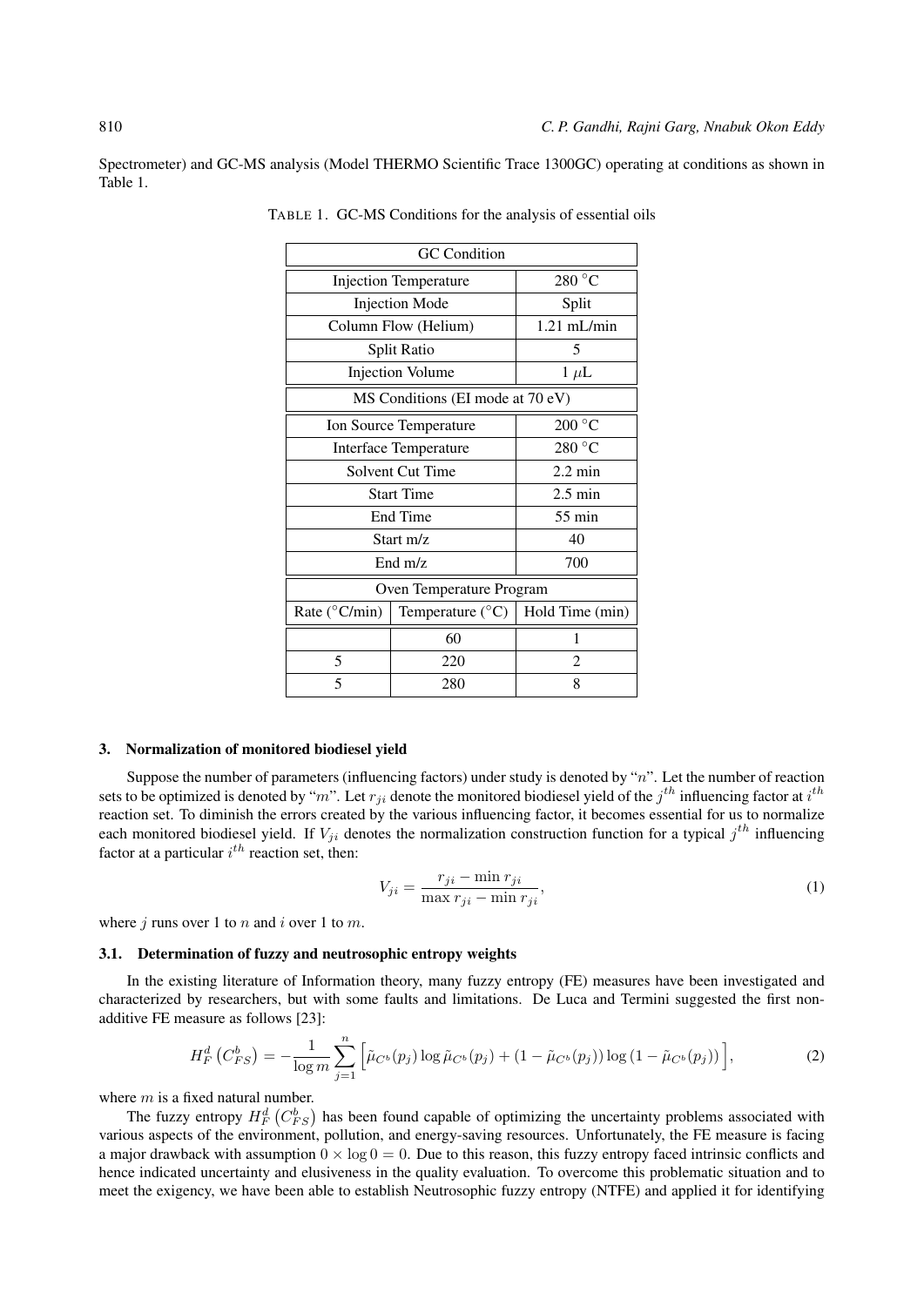Spectrometer) and GC-MS analysis (Model THERMO Scientific Trace 1300GC) operating at conditions as shown in Table 1.

TABLE 1. GC-MS Conditions for the analysis of essential oils

| GC Condition | | |
|---|---|---|
| Injection Temperature | | 280 °C |
| Injection Mode | | Split |
| Column Flow (Helium) | | 1.21 mL/min |
| Split Ratio | | 5 |
| Injection Volume | | 1 $\mu$L |
| MS Conditions (EI mode at 70 eV) | | |
| Ion Source Temperature | | 200 °C |
| Interface Temperature | | 280 °C |
| Solvent Cut Time | | 2.2 min |
| Start Time | | 2.5 min |
| End Time | | 55 min |
| Start m/z | | 40 |
| End m/z | | 700 |
| Oven Temperature Program | | |
| Rate (°C/min) | Temperature (°C) | Hold Time (min) |
| | 60 | 1 |
| 5 | 220 | 2 |
| 5 | 280 | 8 |

## 3. Normalization of monitored biodiesel yield

Suppose the number of parameters (influencing factors) under study is denoted by "$n$". Let the number of reaction sets to be optimized is denoted by "$m$". Let $r_{ji}$ denote the monitored biodiesel yield of the $j^{th}$ influencing factor at $i^{th}$ reaction set. To diminish the errors created by the various influencing factor, it becomes essential for us to normalize each monitored biodiesel yield. If $V_{ji}$ denotes the normalization construction function for a typical $j^{th}$ influencing factor at a particular $i^{th}$ reaction set, then:

$$V_{ji} = \frac{r_{ji} - \min r_{ji}}{\max r_{ji} - \min r_{ji}}, \tag{1}$$

where $j$ runs over 1 to $n$ and $i$ over 1 to $m$.

### 3.1. Determination of fuzzy and neutrosophic entropy weights

In the existing literature of Information theory, many fuzzy entropy (FE) measures have been investigated and characterized by researchers, but with some faults and limitations. De Luca and Termini suggested the first non-additive FE measure as follows [23]:

$$H_F^d\left(C_{FS}^b\right) = -\frac{1}{\log m}\sum_{j=1}^{n}\Big[\tilde{\mu}_{C^b}(p_j)\log\tilde{\mu}_{C^b}(p_j) + (1-\tilde{\mu}_{C^b}(p_j))\log\left(1-\tilde{\mu}_{C^b}(p_j)\right)\Big], \tag{2}$$

where $m$ is a fixed natural number.

The fuzzy entropy $H_F^d\left(C_{FS}^b\right)$ has been found capable of optimizing the uncertainty problems associated with various aspects of the environment, pollution, and energy-saving resources. Unfortunately, the FE measure is facing a major drawback with assumption $0 \times \log 0 = 0$. Due to this reason, this fuzzy entropy faced intrinsic conflicts and hence indicated uncertainty and elusiveness in the quality evaluation. To overcome this problematic situation and to meet the exigency, we have been able to establish Neutrosophic fuzzy entropy (NTFE) and applied it for identifying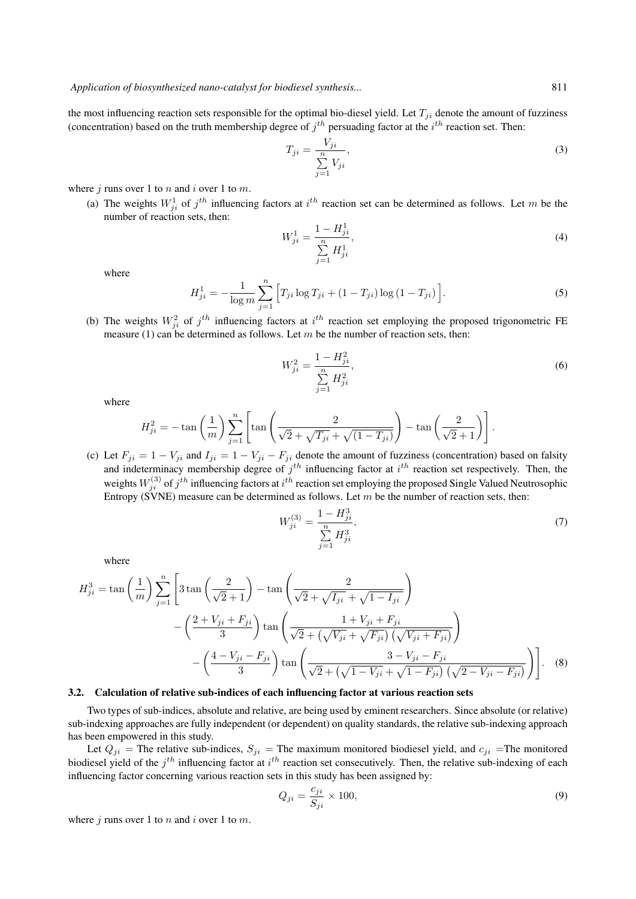the most influencing reaction sets responsible for the optimal bio-diesel yield. Let $T_{ji}$ denote the amount of fuzziness (concentration) based on the truth membership degree of $j^{th}$ persuading factor at the $i^{th}$ reaction set. Then:

$$T_{ji} = \frac{V_{ji}}{\sum_{j=1}^{n} V_{ji}}, \tag{3}$$

where $j$ runs over 1 to $n$ and $i$ over 1 to $m$.

(a) The weights $W_{ji}^{1}$ of $j^{th}$ influencing factors at $i^{th}$ reaction set can be determined as follows. Let $m$ be the number of reaction sets, then:

$$W_{ji}^{1} = \frac{1 - H_{ji}^{1}}{\sum_{j=1}^{n} H_{ji}^{1}}, \tag{4}$$

where

$$H_{ji}^{1} = -\frac{1}{\log m} \sum_{j=1}^{n} \Big[ T_{ji} \log T_{ji} + (1 - T_{ji}) \log (1 - T_{ji}) \Big]. \tag{5}$$

(b) The weights $W_{ji}^{2}$ of $j^{th}$ influencing factors at $i^{th}$ reaction set employing the proposed trigonometric FE measure (1) can be determined as follows. Let $m$ be the number of reaction sets, then:

$$W_{ji}^{2} = \frac{1 - H_{ji}^{2}}{\sum_{j=1}^{n} H_{ji}^{2}}, \tag{6}$$

where

$$H_{ji}^{2} = -\tan\left(\frac{1}{m}\right) \sum_{j=1}^{n} \left[ \tan\left( \frac{2}{\sqrt{2} + \sqrt{T_{ji}} + \sqrt{(1 - T_{ji})}} \right) - \tan\left( \frac{2}{\sqrt{2} + 1} \right) \right].$$

(c) Let $F_{ji} = 1 - V_{ji}$ and $I_{ji} = 1 - V_{ji} - F_{ji}$ denote the amount of fuzziness (concentration) based on falsity and indeterminacy membership degree of $j^{th}$ influencing factor at $i^{th}$ reaction set respectively. Then, the weights $W_{ji}^{(3)}$ of $j^{th}$ influencing factors at $i^{th}$ reaction set employing the proposed Single Valued Neutrosophic Entropy (SVNE) measure can be determined as follows. Let $m$ be the number of reaction sets, then:

$$W_{ji}^{(3)} = \frac{1 - H_{ji}^{3}}{\sum_{j=1}^{n} H_{ji}^{3}}, \tag{7}$$

where

$$\begin{aligned} H_{ji}^{3} = \tan\left(\frac{1}{m}\right) \sum_{j=1}^{n} \Bigg[ & 3 \tan\left( \frac{2}{\sqrt{2} + 1} \right) - \tan\left( \frac{2}{\sqrt{2} + \sqrt{I_{ji}} + \sqrt{1 - I_{ji}}} \right) \\ & - \left( \frac{2 + V_{ji} + F_{ji}}{3} \right) \tan\left( \frac{1 + V_{ji} + F_{ji}}{\sqrt{2} + \left(\sqrt{V_{ji}} + \sqrt{F_{ji}}\right)\left(\sqrt{V_{ji} + F_{ji}}\right)} \right) \\ & - \left( \frac{4 - V_{ji} - F_{ji}}{3} \right) \tan\left( \frac{3 - V_{ji} - F_{ji}}{\sqrt{2} + \left(\sqrt{1 - V_{ji}} + \sqrt{1 - F_{ji}}\right)\left(\sqrt{2 - V_{ji} - F_{ji}}\right)} \right) \Bigg]. \end{aligned} \tag{8}$$

### 3.2. Calculation of relative sub-indices of each influencing factor at various reaction sets

Two types of sub-indices, absolute and relative, are being used by eminent researchers. Since absolute (or relative) sub-indexing approaches are fully independent (or dependent) on quality standards, the relative sub-indexing approach has been empowered in this study.

Let $Q_{ji}$ = The relative sub-indices, $S_{ji}$ = The maximum monitored biodiesel yield, and $c_{ji}$ =The monitored biodiesel yield of the $j^{th}$ influencing factor at $i^{th}$ reaction set consecutively. Then, the relative sub-indexing of each influencing factor concerning various reaction sets in this study has been assigned by:

$$Q_{ji} = \frac{c_{ji}}{S_{ji}} \times 100, \tag{9}$$

where $j$ runs over 1 to $n$ and $i$ over 1 to $m$.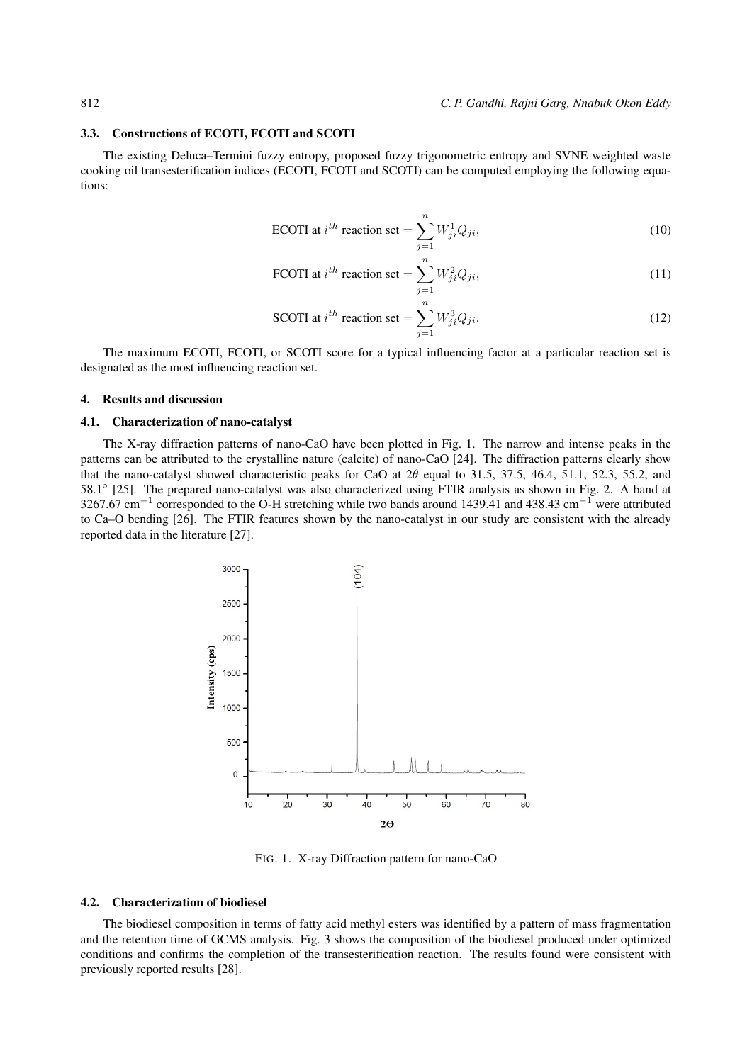### 3.3. Constructions of ECOTI, FCOTI and SCOTI

The existing Deluca–Termini fuzzy entropy, proposed fuzzy trigonometric entropy and SVNE weighted waste cooking oil transesterification indices (ECOTI, FCOTI and SCOTI) can be computed employing the following equations:

$$\text{ECOTI at } i^{th} \text{ reaction set} = \sum_{j=1}^{n} W_{ji}^{1} Q_{ji}, \tag{10}$$

$$\text{FCOTI at } i^{th} \text{ reaction set} = \sum_{j=1}^{n} W_{ji}^{2} Q_{ji}, \tag{11}$$

$$\text{SCOTI at } i^{th} \text{ reaction set} = \sum_{j=1}^{n} W_{ji}^{3} Q_{ji}. \tag{12}$$

The maximum ECOTI, FCOTI, or SCOTI score for a typical influencing factor at a particular reaction set is designated as the most influencing reaction set.

## 4. Results and discussion

### 4.1. Characterization of nano-catalyst

The X-ray diffraction patterns of nano-CaO have been plotted in Fig. 1. The narrow and intense peaks in the patterns can be attributed to the crystalline nature (calcite) of nano-CaO [24]. The diffraction patterns clearly show that the nano-catalyst showed characteristic peaks for CaO at $2\theta$ equal to 31.5, 37.5, 46.4, 51.1, 52.3, 55.2, and 58.1° [25]. The prepared nano-catalyst was also characterized using FTIR analysis as shown in Fig. 2. A band at 3267.67 $cm^{-1}$ corresponded to the O-H stretching while two bands around 1439.41 and 438.43 $cm^{-1}$ were attributed to Ca–O bending [26]. The FTIR features shown by the nano-catalyst in our study are consistent with the already reported data in the literature [27].

FIG. 1. X-ray Diffraction pattern for nano-CaO

### 4.2. Characterization of biodiesel

The biodiesel composition in terms of fatty acid methyl esters was identified by a pattern of mass fragmentation and the retention time of GCMS analysis. Fig. 3 shows the composition of the biodiesel produced under optimized conditions and confirms the completion of the transesterification reaction. The results found were consistent with previously reported results [28].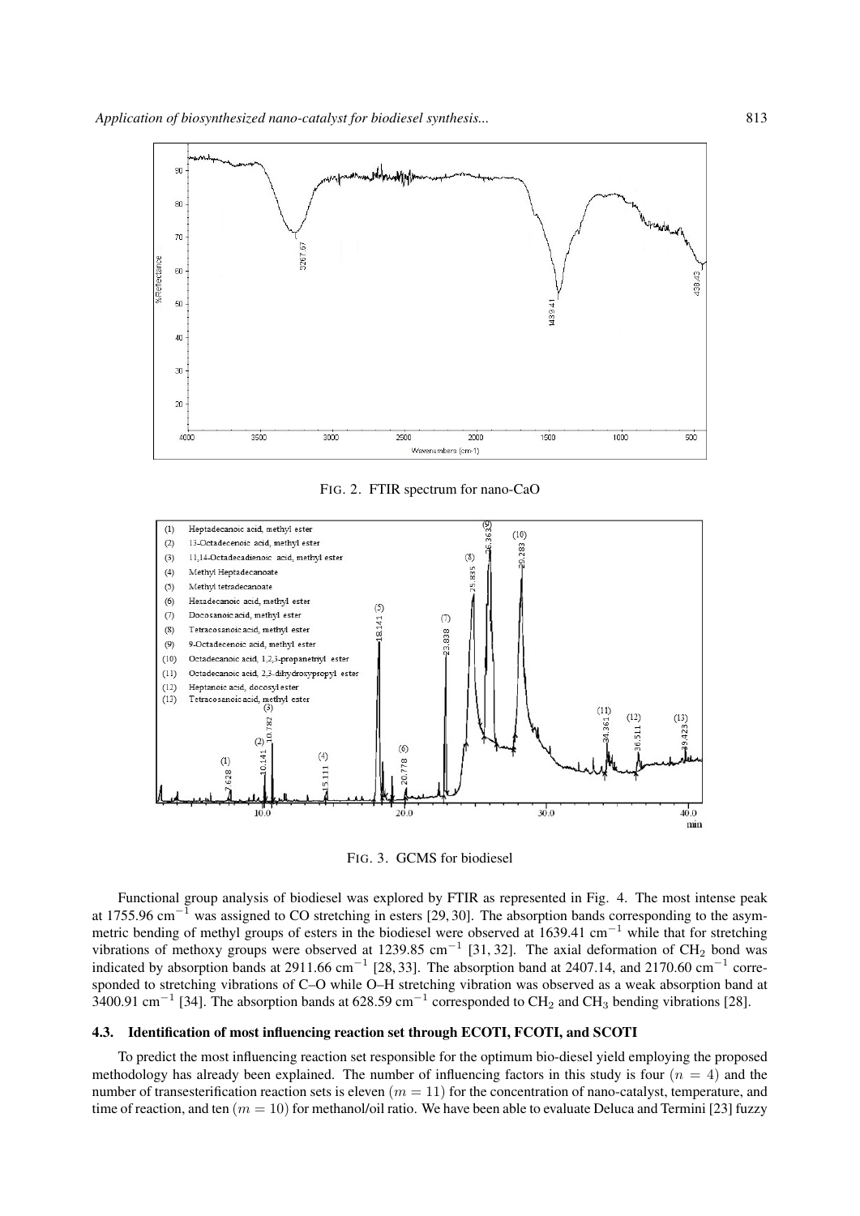FIG. 2. FTIR spectrum for nano-CaO

FIG. 3. GCMS for biodiesel

Functional group analysis of biodiesel was explored by FTIR as represented in Fig. 4. The most intense peak at 1755.96 cm$^{-1}$ was assigned to CO stretching in esters [29, 30]. The absorption bands corresponding to the asymmetric bending of methyl groups of esters in the biodiesel were observed at 1639.41 cm$^{-1}$ while that for stretching vibrations of methoxy groups were observed at 1239.85 cm$^{-1}$ [31, 32]. The axial deformation of $CH_2$ bond was indicated by absorption bands at 2911.66 cm$^{-1}$ [28, 33]. The absorption band at 2407.14, and 2170.60 cm$^{-1}$ corresponded to stretching vibrations of C–O while O–H stretching vibration was observed as a weak absorption band at 3400.91 cm$^{-1}$ [34]. The absorption bands at 628.59 cm$^{-1}$ corresponded to $CH_2$ and $CH_3$ bending vibrations [28].

### 4.3. Identification of most influencing reaction set through ECOTI, FCOTI, and SCOTI

To predict the most influencing reaction set responsible for the optimum bio-diesel yield employing the proposed methodology has already been explained. The number of influencing factors in this study is four ($n = 4$) and the number of transesterification reaction sets is eleven ($m = 11$) for the concentration of nano-catalyst, temperature, and time of reaction, and ten ($m = 10$) for methanol/oil ratio. We have been able to evaluate Deluca and Termini [23] fuzzy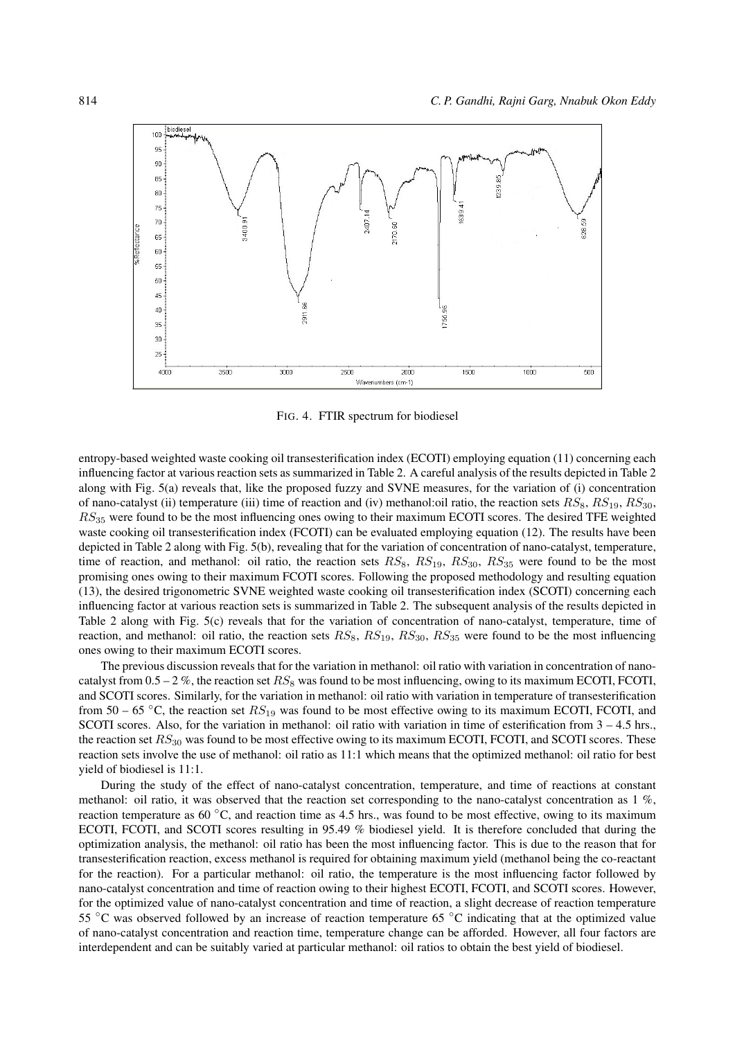FIG. 4. FTIR spectrum for biodiesel

entropy-based weighted waste cooking oil transesterification index (ECOTI) employing equation (11) concerning each influencing factor at various reaction sets as summarized in Table 2. A careful analysis of the results depicted in Table 2 along with Fig. 5(a) reveals that, like the proposed fuzzy and SVNE measures, for the variation of (i) concentration of nano-catalyst (ii) temperature (iii) time of reaction and (iv) methanol:oil ratio, the reaction sets $RS_8$, $RS_{19}$, $RS_{30}$, $RS_{35}$ were found to be the most influencing ones owing to their maximum ECOTI scores. The desired TFE weighted waste cooking oil transesterification index (FCOTI) can be evaluated employing equation (12). The results have been depicted in Table 2 along with Fig. 5(b), revealing that for the variation of concentration of nano-catalyst, temperature, time of reaction, and methanol: oil ratio, the reaction sets $RS_8$, $RS_{19}$, $RS_{30}$, $RS_{35}$ were found to be the most promising ones owing to their maximum FCOTI scores. Following the proposed methodology and resulting equation (13), the desired trigonometric SVNE weighted waste cooking oil transesterification index (SCOTI) concerning each influencing factor at various reaction sets is summarized in Table 2. The subsequent analysis of the results depicted in Table 2 along with Fig. 5(c) reveals that for the variation of concentration of nano-catalyst, temperature, time of reaction, and methanol: oil ratio, the reaction sets $RS_8$, $RS_{19}$, $RS_{30}$, $RS_{35}$ were found to be the most influencing ones owing to their maximum ECOTI scores.

The previous discussion reveals that for the variation in methanol: oil ratio with variation in concentration of nano-catalyst from 0.5 – 2 %, the reaction set $RS_8$ was found to be most influencing, owing to its maximum ECOTI, FCOTI, and SCOTI scores. Similarly, for the variation in methanol: oil ratio with variation in temperature of transesterification from 50 – 65 °C, the reaction set $RS_{19}$ was found to be most effective owing to its maximum ECOTI, FCOTI, and SCOTI scores. Also, for the variation in methanol: oil ratio with variation in time of esterification from 3 – 4.5 hrs., the reaction set $RS_{30}$ was found to be most effective owing to its maximum ECOTI, FCOTI, and SCOTI scores. These reaction sets involve the use of methanol: oil ratio as 11:1 which means that the optimized methanol: oil ratio for best yield of biodiesel is 11:1.

During the study of the effect of nano-catalyst concentration, temperature, and time of reactions at constant methanol: oil ratio, it was observed that the reaction set corresponding to the nano-catalyst concentration as 1 %, reaction temperature as 60 °C, and reaction time as 4.5 hrs., was found to be most effective, owing to its maximum ECOTI, FCOTI, and SCOTI scores resulting in 95.49 % biodiesel yield. It is therefore concluded that during the optimization analysis, the methanol: oil ratio has been the most influencing factor. This is due to the reason that for transesterification reaction, excess methanol is required for obtaining maximum yield (methanol being the co-reactant for the reaction). For a particular methanol: oil ratio, the temperature is the most influencing factor followed by nano-catalyst concentration and time of reaction owing to their highest ECOTI, FCOTI, and SCOTI scores. However, for the optimized value of nano-catalyst concentration and time of reaction, a slight decrease of reaction temperature 55 °C was observed followed by an increase of reaction temperature 65 °C indicating that at the optimized value of nano-catalyst concentration and reaction time, temperature change can be afforded. However, all four factors are interdependent and can be suitably varied at particular methanol: oil ratios to obtain the best yield of biodiesel.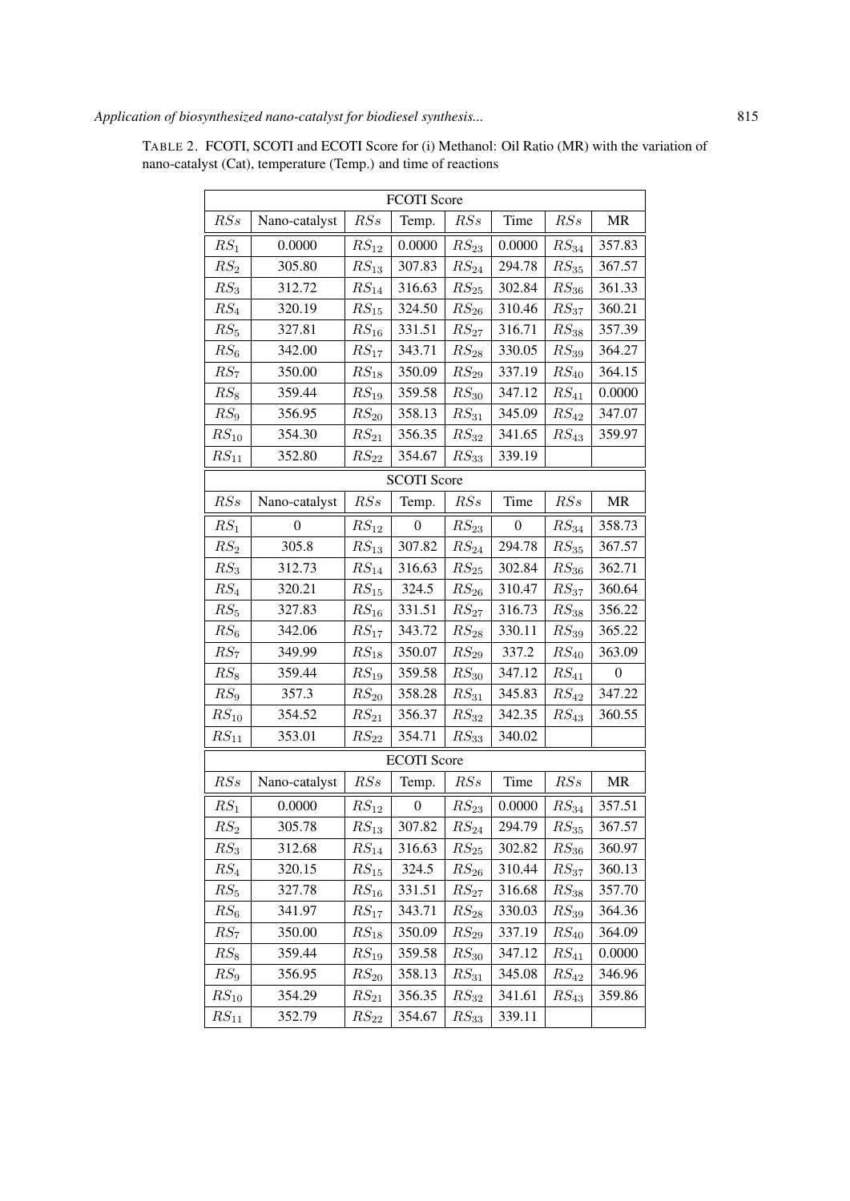TABLE 2. FCOTI, SCOTI and ECOTI Score for (i) Methanol: Oil Ratio (MR) with the variation of nano-catalyst (Cat), temperature (Temp.) and time of reactions

| FCOTI Score | | | | | | | |
|---|---|---|---|---|---|---|---|
| $RSs$ | Nano-catalyst | $RSs$ | Temp. | $RSs$ | Time | $RSs$ | MR |
| $RS_1$ | 0.0000 | $RS_{12}$ | 0.0000 | $RS_{23}$ | 0.0000 | $RS_{34}$ | 357.83 |
| $RS_2$ | 305.80 | $RS_{13}$ | 307.83 | $RS_{24}$ | 294.78 | $RS_{35}$ | 367.57 |
| $RS_3$ | 312.72 | $RS_{14}$ | 316.63 | $RS_{25}$ | 302.84 | $RS_{36}$ | 361.33 |
| $RS_4$ | 320.19 | $RS_{15}$ | 324.50 | $RS_{26}$ | 310.46 | $RS_{37}$ | 360.21 |
| $RS_5$ | 327.81 | $RS_{16}$ | 331.51 | $RS_{27}$ | 316.71 | $RS_{38}$ | 357.39 |
| $RS_6$ | 342.00 | $RS_{17}$ | 343.71 | $RS_{28}$ | 330.05 | $RS_{39}$ | 364.27 |
| $RS_7$ | 350.00 | $RS_{18}$ | 350.09 | $RS_{29}$ | 337.19 | $RS_{40}$ | 364.15 |
| $RS_8$ | 359.44 | $RS_{19}$ | 359.58 | $RS_{30}$ | 347.12 | $RS_{41}$ | 0.0000 |
| $RS_9$ | 356.95 | $RS_{20}$ | 358.13 | $RS_{31}$ | 345.09 | $RS_{42}$ | 347.07 |
| $RS_{10}$ | 354.30 | $RS_{21}$ | 356.35 | $RS_{32}$ | 341.65 | $RS_{43}$ | 359.97 |
| $RS_{11}$ | 352.80 | $RS_{22}$ | 354.67 | $RS_{33}$ | 339.19 | | |
| **SCOTI Score** | | | | | | | |
| $RSs$ | Nano-catalyst | $RSs$ | Temp. | $RSs$ | Time | $RSs$ | MR |
| $RS_1$ | 0 | $RS_{12}$ | 0 | $RS_{23}$ | 0 | $RS_{34}$ | 358.73 |
| $RS_2$ | 305.8 | $RS_{13}$ | 307.82 | $RS_{24}$ | 294.78 | $RS_{35}$ | 367.57 |
| $RS_3$ | 312.73 | $RS_{14}$ | 316.63 | $RS_{25}$ | 302.84 | $RS_{36}$ | 362.71 |
| $RS_4$ | 320.21 | $RS_{15}$ | 324.5 | $RS_{26}$ | 310.47 | $RS_{37}$ | 360.64 |
| $RS_5$ | 327.83 | $RS_{16}$ | 331.51 | $RS_{27}$ | 316.73 | $RS_{38}$ | 356.22 |
| $RS_6$ | 342.06 | $RS_{17}$ | 343.72 | $RS_{28}$ | 330.11 | $RS_{39}$ | 365.22 |
| $RS_7$ | 349.99 | $RS_{18}$ | 350.07 | $RS_{29}$ | 337.2 | $RS_{40}$ | 363.09 |
| $RS_8$ | 359.44 | $RS_{19}$ | 359.58 | $RS_{30}$ | 347.12 | $RS_{41}$ | 0 |
| $RS_9$ | 357.3 | $RS_{20}$ | 358.28 | $RS_{31}$ | 345.83 | $RS_{42}$ | 347.22 |
| $RS_{10}$ | 354.52 | $RS_{21}$ | 356.37 | $RS_{32}$ | 342.35 | $RS_{43}$ | 360.55 |
| $RS_{11}$ | 353.01 | $RS_{22}$ | 354.71 | $RS_{33}$ | 340.02 | | |
| **ECOTI Score** | | | | | | | |
| $RSs$ | Nano-catalyst | $RSs$ | Temp. | $RSs$ | Time | $RSs$ | MR |
| $RS_1$ | 0.0000 | $RS_{12}$ | 0 | $RS_{23}$ | 0.0000 | $RS_{34}$ | 357.51 |
| $RS_2$ | 305.78 | $RS_{13}$ | 307.82 | $RS_{24}$ | 294.79 | $RS_{35}$ | 367.57 |
| $RS_3$ | 312.68 | $RS_{14}$ | 316.63 | $RS_{25}$ | 302.82 | $RS_{36}$ | 360.97 |
| $RS_4$ | 320.15 | $RS_{15}$ | 324.5 | $RS_{26}$ | 310.44 | $RS_{37}$ | 360.13 |
| $RS_5$ | 327.78 | $RS_{16}$ | 331.51 | $RS_{27}$ | 316.68 | $RS_{38}$ | 357.70 |
| $RS_6$ | 341.97 | $RS_{17}$ | 343.71 | $RS_{28}$ | 330.03 | $RS_{39}$ | 364.36 |
| $RS_7$ | 350.00 | $RS_{18}$ | 350.09 | $RS_{29}$ | 337.19 | $RS_{40}$ | 364.09 |
| $RS_8$ | 359.44 | $RS_{19}$ | 359.58 | $RS_{30}$ | 347.12 | $RS_{41}$ | 0.0000 |
| $RS_9$ | 356.95 | $RS_{20}$ | 358.13 | $RS_{31}$ | 345.08 | $RS_{42}$ | 346.96 |
| $RS_{10}$ | 354.29 | $RS_{21}$ | 356.35 | $RS_{32}$ | 341.61 | $RS_{43}$ | 359.86 |
| $RS_{11}$ | 352.79 | $RS_{22}$ | 354.67 | $RS_{33}$ | 339.11 | | |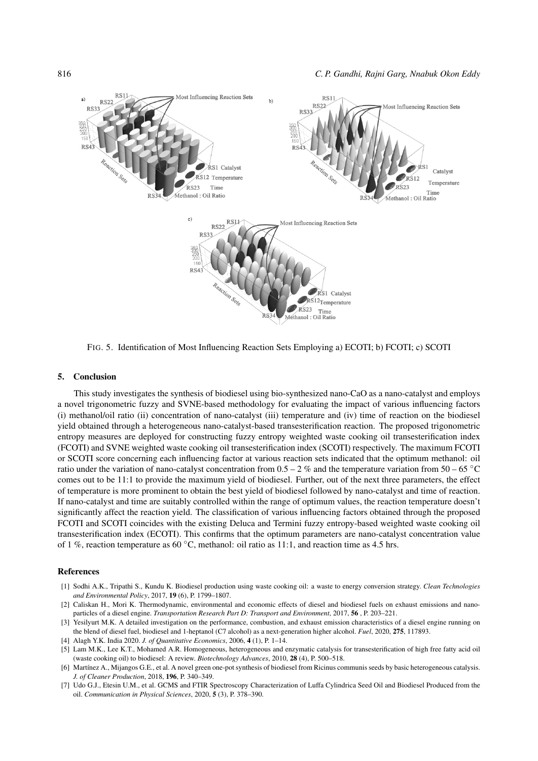FIG. 5. Identification of Most Influencing Reaction Sets Employing a) ECOTI; b) FCOTI; c) SCOTI

## 5. Conclusion

This study investigates the synthesis of biodiesel using bio-synthesized nano-CaO as a nano-catalyst and employs a novel trigonometric fuzzy and SVNE-based methodology for evaluating the impact of various influencing factors (i) methanol/oil ratio (ii) concentration of nano-catalyst (iii) temperature and (iv) time of reaction on the biodiesel yield obtained through a heterogeneous nano-catalyst-based transesterification reaction. The proposed trigonometric entropy measures are deployed for constructing fuzzy entropy weighted waste cooking oil transesterification index (FCOTI) and SVNE weighted waste cooking oil transesterification index (SCOTI) respectively. The maximum FCOTI or SCOTI score concerning each influencing factor at various reaction sets indicated that the optimum methanol: oil ratio under the variation of nano-catalyst concentration from 0.5 – 2 % and the temperature variation from 50 – 65 °C comes out to be 11:1 to provide the maximum yield of biodiesel. Further, out of the next three parameters, the effect of temperature is more prominent to obtain the best yield of biodiesel followed by nano-catalyst and time of reaction. If nano-catalyst and time are suitably controlled within the range of optimum values, the reaction temperature doesn't significantly affect the reaction yield. The classification of various influencing factors obtained through the proposed FCOTI and SCOTI coincides with the existing Deluca and Termini fuzzy entropy-based weighted waste cooking oil transesterification index (ECOTI). This confirms that the optimum parameters are nano-catalyst concentration value of 1 %, reaction temperature as 60 °C, methanol: oil ratio as 11:1, and reaction time as 4.5 hrs.

## References

[1] Sodhi A.K., Tripathi S., Kundu K. Biodiesel production using waste cooking oil: a waste to energy conversion strategy. *Clean Technologies and Environmental Policy*, 2017, **19** (6), P. 1799–1807.

[2] Caliskan H., Mori K. Thermodynamic, environmental and economic effects of diesel and biodiesel fuels on exhaust emissions and nano-particles of a diesel engine. *Transportation Research Part D: Transport and Environment*, 2017, **56** , P. 203–221.

[3] Yesilyurt M.K. A detailed investigation on the performance, combustion, and exhaust emission characteristics of a diesel engine running on the blend of diesel fuel, biodiesel and 1-heptanol (C7 alcohol) as a next-generation higher alcohol. *Fuel*, 2020, **275**, 117893.

[4] Alagh Y.K. India 2020. *J. of Quantitative Economics*, 2006, **4** (1), P. 1–14.

[5] Lam M.K., Lee K.T., Mohamed A.R. Homogeneous, heterogeneous and enzymatic catalysis for transesterification of high free fatty acid oil (waste cooking oil) to biodiesel: A review. *Biotechnology Advances*, 2010, **28** (4), P. 500–518.

[6] Martínez A., Mijangos G.E., et al. A novel green one-pot synthesis of biodiesel from Ricinus communis seeds by basic heterogeneous catalysis. *J. of Cleaner Production*, 2018, **196**, P. 340–349.

[7] Udo G.J., Etesin U.M., et al. GCMS and FTIR Spectroscopy Characterization of Luffa Cylindrica Seed Oil and Biodiesel Produced from the oil. *Communication in Physical Sciences*, 2020, **5** (3), P. 378–390.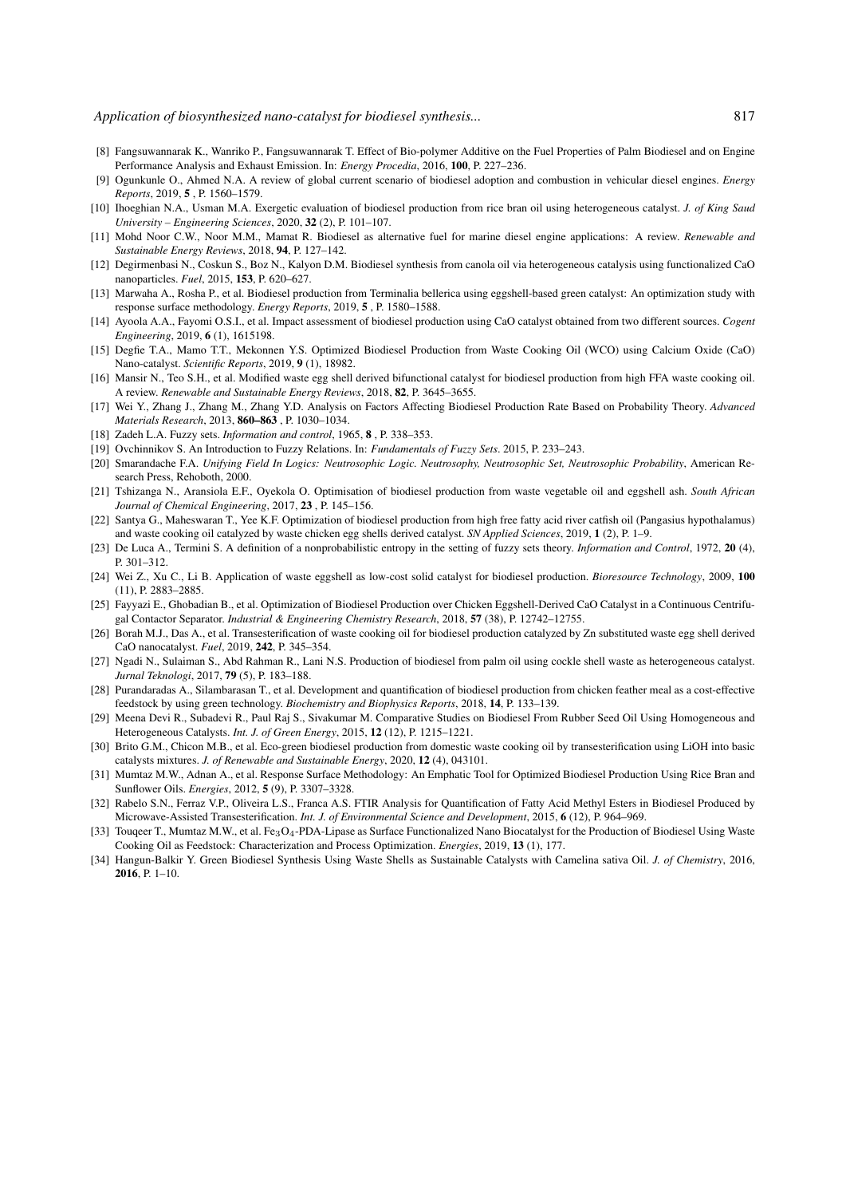[8] Fangsuwannarak K., Wanriko P., Fangsuwannarak T. Effect of Bio-polymer Additive on the Fuel Properties of Palm Biodiesel and on Engine Performance Analysis and Exhaust Emission. In: *Energy Procedia*, 2016, **100**, P. 227–236.

[9] Ogunkunle O., Ahmed N.A. A review of global current scenario of biodiesel adoption and combustion in vehicular diesel engines. *Energy Reports*, 2019, **5** , P. 1560–1579.

[10] Ihoeghian N.A., Usman M.A. Exergetic evaluation of biodiesel production from rice bran oil using heterogeneous catalyst. *J. of King Saud University – Engineering Sciences*, 2020, **32** (2), P. 101–107.

[11] Mohd Noor C.W., Noor M.M., Mamat R. Biodiesel as alternative fuel for marine diesel engine applications: A review. *Renewable and Sustainable Energy Reviews*, 2018, **94**, P. 127–142.

[12] Degirmenbasi N., Coskun S., Boz N., Kalyon D.M. Biodiesel synthesis from canola oil via heterogeneous catalysis using functionalized CaO nanoparticles. *Fuel*, 2015, **153**, P. 620–627.

[13] Marwaha A., Rosha P., et al. Biodiesel production from Terminalia bellerica using eggshell-based green catalyst: An optimization study with response surface methodology. *Energy Reports*, 2019, **5** , P. 1580–1588.

[14] Ayoola A.A., Fayomi O.S.I., et al. Impact assessment of biodiesel production using CaO catalyst obtained from two different sources. *Cogent Engineering*, 2019, **6** (1), 1615198.

[15] Degfie T.A., Mamo T.T., Mekonnen Y.S. Optimized Biodiesel Production from Waste Cooking Oil (WCO) using Calcium Oxide (CaO) Nano-catalyst. *Scientific Reports*, 2019, **9** (1), 18982.

[16] Mansir N., Teo S.H., et al. Modified waste egg shell derived bifunctional catalyst for biodiesel production from high FFA waste cooking oil. A review. *Renewable and Sustainable Energy Reviews*, 2018, **82**, P. 3645–3655.

[17] Wei Y., Zhang J., Zhang M., Zhang Y.D. Analysis on Factors Affecting Biodiesel Production Rate Based on Probability Theory. *Advanced Materials Research*, 2013, **860–863** , P. 1030–1034.

[18] Zadeh L.A. Fuzzy sets. *Information and control*, 1965, **8** , P. 338–353.

[19] Ovchinnikov S. An Introduction to Fuzzy Relations. In: *Fundamentals of Fuzzy Sets*. 2015, P. 233–243.

[20] Smarandache F.A. *Unifying Field In Logics: Neutrosophic Logic. Neutrosophy, Neutrosophic Set, Neutrosophic Probability*, American Research Press, Rehoboth, 2000.

[21] Tshizanga N., Aransiola E.F., Oyekola O. Optimisation of biodiesel production from waste vegetable oil and eggshell ash. *South African Journal of Chemical Engineering*, 2017, **23** , P. 145–156.

[22] Santya G., Maheswaran T., Yee K.F. Optimization of biodiesel production from high free fatty acid river catfish oil (Pangasius hypothalamus) and waste cooking oil catalyzed by waste chicken egg shells derived catalyst. *SN Applied Sciences*, 2019, **1** (2), P. 1–9.

[23] De Luca A., Termini S. A definition of a nonprobabilistic entropy in the setting of fuzzy sets theory. *Information and Control*, 1972, **20** (4), P. 301–312.

[24] Wei Z., Xu C., Li B. Application of waste eggshell as low-cost solid catalyst for biodiesel production. *Bioresource Technology*, 2009, **100** (11), P. 2883–2885.

[25] Fayyazi E., Ghobadian B., et al. Optimization of Biodiesel Production over Chicken Eggshell-Derived CaO Catalyst in a Continuous Centrifugal Contactor Separator. *Industrial & Engineering Chemistry Research*, 2018, **57** (38), P. 12742–12755.

[26] Borah M.J., Das A., et al. Transesterification of waste cooking oil for biodiesel production catalyzed by Zn substituted waste egg shell derived CaO nanocatalyst. *Fuel*, 2019, **242**, P. 345–354.

[27] Ngadi N., Sulaiman S., Abd Rahman R., Lani N.S. Production of biodiesel from palm oil using cockle shell waste as heterogeneous catalyst. *Jurnal Teknologi*, 2017, **79** (5), P. 183–188.

[28] Purandaradas A., Silambarasan T., et al. Development and quantification of biodiesel production from chicken feather meal as a cost-effective feedstock by using green technology. *Biochemistry and Biophysics Reports*, 2018, **14**, P. 133–139.

[29] Meena Devi R., Subadevi R., Paul Raj S., Sivakumar M. Comparative Studies on Biodiesel From Rubber Seed Oil Using Homogeneous and Heterogeneous Catalysts. *Int. J. of Green Energy*, 2015, **12** (12), P. 1215–1221.

[30] Brito G.M., Chicon M.B., et al. Eco-green biodiesel production from domestic waste cooking oil by transesterification using LiOH into basic catalysts mixtures. *J. of Renewable and Sustainable Energy*, 2020, **12** (4), 043101.

[31] Mumtaz M.W., Adnan A., et al. Response Surface Methodology: An Emphatic Tool for Optimized Biodiesel Production Using Rice Bran and Sunflower Oils. *Energies*, 2012, **5** (9), P. 3307–3328.

[32] Rabelo S.N., Ferraz V.P., Oliveira L.S., Franca A.S. FTIR Analysis for Quantification of Fatty Acid Methyl Esters in Biodiesel Produced by Microwave-Assisted Transesterification. *Int. J. of Environmental Science and Development*, 2015, **6** (12), P. 964–969.

[33] Touqeer T., Mumtaz M.W., et al. $Fe_3O_4$-PDA-Lipase as Surface Functionalized Nano Biocatalyst for the Production of Biodiesel Using Waste Cooking Oil as Feedstock: Characterization and Process Optimization. *Energies*, 2019, **13** (1), 177.

[34] Hangun-Balkir Y. Green Biodiesel Synthesis Using Waste Shells as Sustainable Catalysts with Camelina sativa Oil. *J. of Chemistry*, 2016, **2016**, P. 1–10.